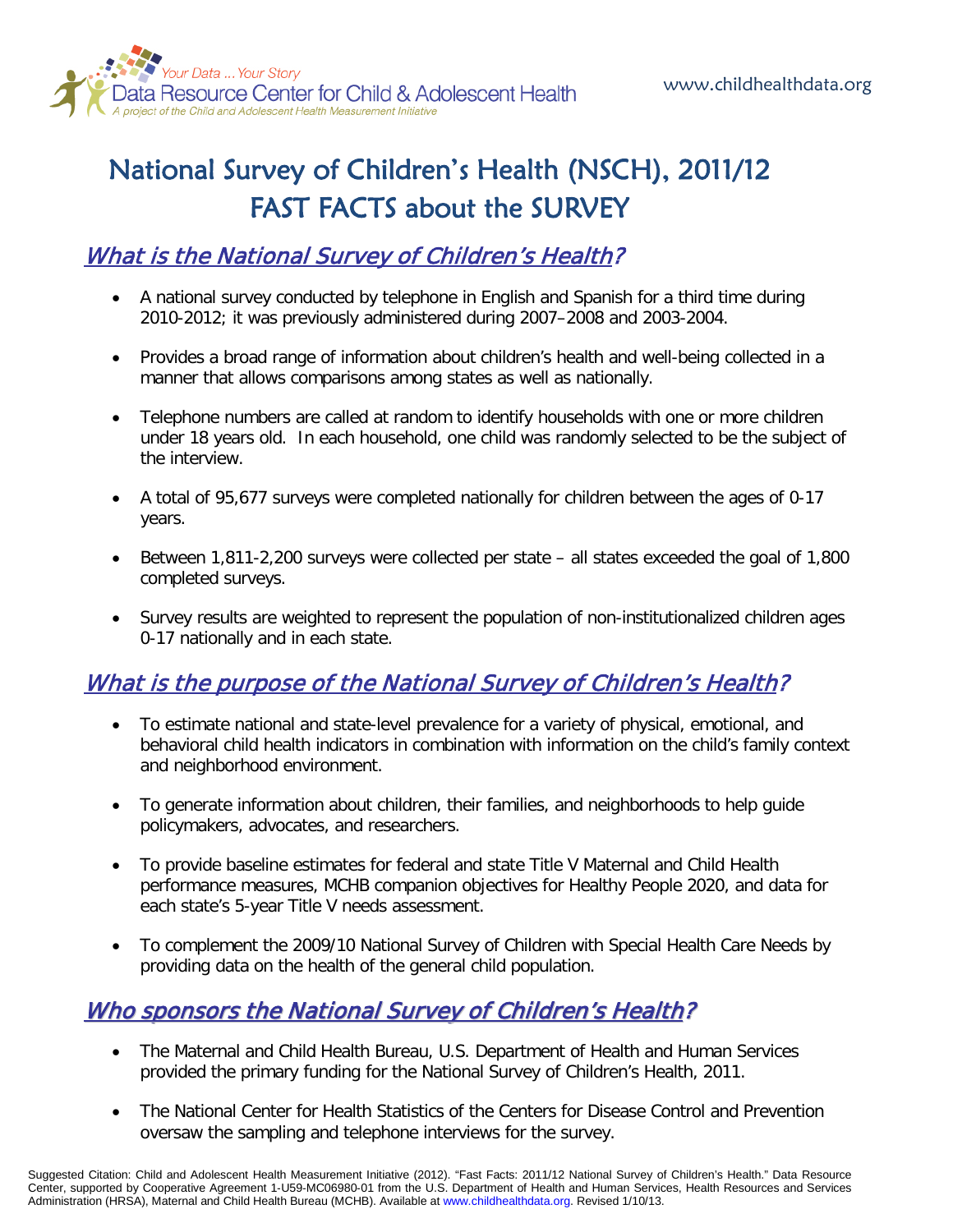Your Data ... Your Story
Data Resource Center for Child & Adolescent Health
A project of the Child and Adolescent Health Measurement Initiative

www.childhealthdata.org

# National Survey of Children's Health (NSCH), 2011/12 FAST FACTS about the SURVEY

## *What is the National Survey of Children's Health?*

- A national survey conducted by telephone in English and Spanish for a third time during 2010-2012; it was previously administered during 2007–2008 and 2003-2004.
- Provides a broad range of information about children's health and well-being collected in a manner that allows comparisons among states as well as nationally.
- Telephone numbers are called at random to identify households with one or more children under 18 years old. In each household, one child was randomly selected to be the subject of the interview.
- A total of 95,677 surveys were completed nationally for children between the ages of 0-17 years.
- Between 1,811-2,200 surveys were collected per state – all states exceeded the goal of 1,800 completed surveys.
- Survey results are weighted to represent the population of non-institutionalized children ages 0-17 nationally and in each state.

## *What is the purpose of the National Survey of Children's Health?*

- To estimate national and state-level prevalence for a variety of physical, emotional, and behavioral child health indicators in combination with information on the child's family context and neighborhood environment.
- To generate information about children, their families, and neighborhoods to help guide policymakers, advocates, and researchers.
- To provide baseline estimates for federal and state Title V Maternal and Child Health performance measures, MCHB companion objectives for Healthy People 2020, and data for each state's 5-year Title V needs assessment.
- To complement the 2009/10 National Survey of Children with Special Health Care Needs by providing data on the health of the general child population.

## *Who sponsors the National Survey of Children's Health?*

- The Maternal and Child Health Bureau, U.S. Department of Health and Human Services provided the primary funding for the National Survey of Children's Health, 2011.
- The National Center for Health Statistics of the Centers for Disease Control and Prevention oversaw the sampling and telephone interviews for the survey.

Suggested Citation: Child and Adolescent Health Measurement Initiative (2012). "Fast Facts: 2011/12 National Survey of Children's Health." Data Resource Center, supported by Cooperative Agreement 1-U59-MC06980-01 from the U.S. Department of Health and Human Services, Health Resources and Services Administration (HRSA), Maternal and Child Health Bureau (MCHB). Available at www.childhealthdata.org. Revised 1/10/13.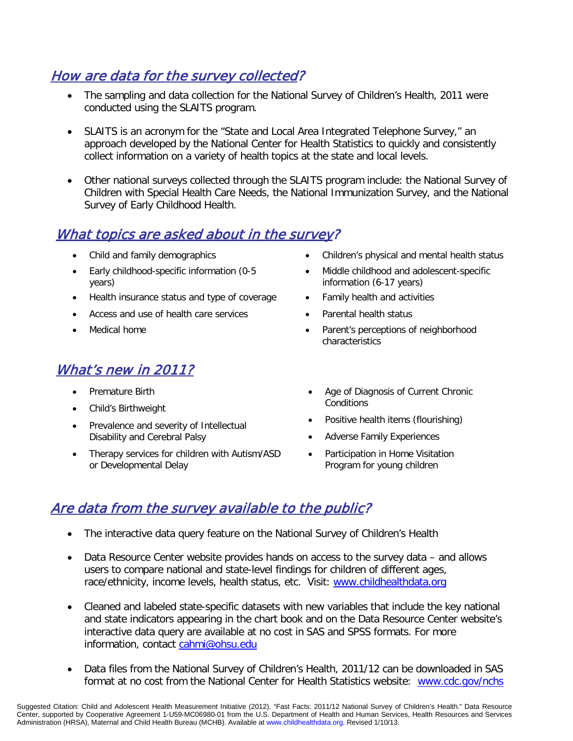## How are data for the survey collected?

- The sampling and data collection for the National Survey of Children's Health, 2011 were conducted using the SLAITS program.
- SLAITS is an acronym for the "State and Local Area Integrated Telephone Survey," an approach developed by the National Center for Health Statistics to quickly and consistently collect information on a variety of health topics at the state and local levels.
- Other national surveys collected through the SLAITS program include: the National Survey of Children with Special Health Care Needs, the National Immunization Survey, and the National Survey of Early Childhood Health.

## What topics are asked about in the survey?

- Child and family demographics
- Early childhood-specific information (0-5 years)
- Health insurance status and type of coverage
- Access and use of health care services
- Medical home
- Children's physical and mental health status
- Middle childhood and adolescent-specific information (6-17 years)
- Family health and activities
- Parental health status
- Parent's perceptions of neighborhood characteristics

## What's new in 2011?

- Premature Birth
- Child's Birthweight
- Prevalence and severity of Intellectual Disability and Cerebral Palsy
- Therapy services for children with Autism/ASD or Developmental Delay
- Age of Diagnosis of Current Chronic Conditions
- Positive health items (flourishing)
- Adverse Family Experiences
- Participation in Home Visitation Program for young children

## Are data from the survey available to the public?

- The interactive data query feature on the National Survey of Children's Health
- Data Resource Center website provides hands on access to the survey data – and allows users to compare national and state-level findings for children of different ages, race/ethnicity, income levels, health status, etc. Visit: www.childhealthdata.org
- Cleaned and labeled state-specific datasets with new variables that include the key national and state indicators appearing in the chart book and on the Data Resource Center website's interactive data query are available at no cost in SAS and SPSS formats. For more information, contact cahmi@ohsu.edu
- Data files from the National Survey of Children's Health, 2011/12 can be downloaded in SAS format at no cost from the National Center for Health Statistics website: www.cdc.gov/nchs

Suggested Citation: Child and Adolescent Health Measurement Initiative (2012). "Fast Facts: 2011/12 National Survey of Children's Health." Data Resource Center, supported by Cooperative Agreement 1-U59-MC06980-01 from the U.S. Department of Health and Human Services, Health Resources and Services Administration (HRSA), Maternal and Child Health Bureau (MCHB). Available at www.childhealthdata.org. Revised 1/10/13.